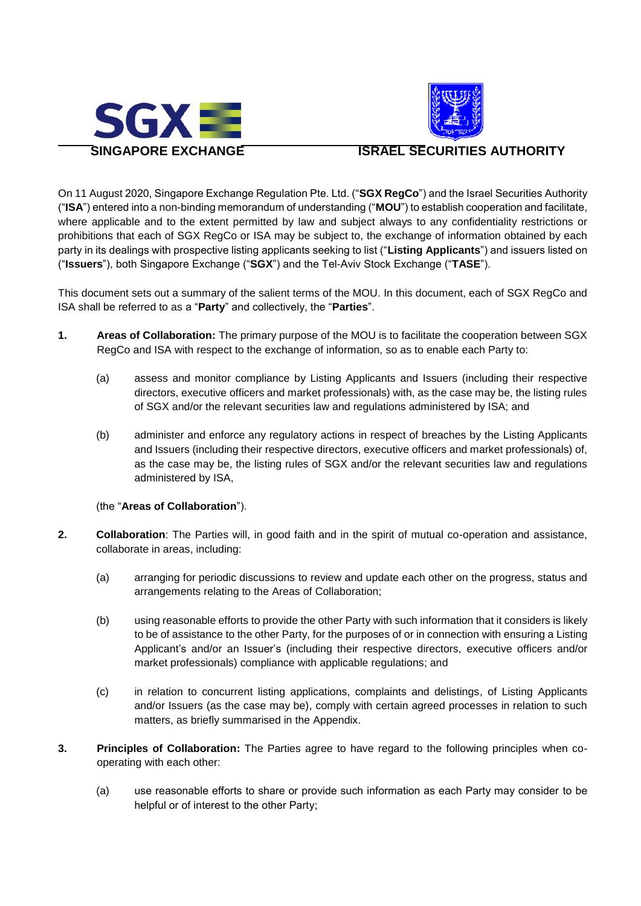**SINGAPORE EXCHANGE** **ISRAEL SECURITIES AUTHORITY**

On 11 August 2020, Singapore Exchange Regulation Pte. Ltd. ("**SGX RegCo**") and the Israel Securities Authority ("**ISA**") entered into a non-binding memorandum of understanding ("**MOU**") to establish cooperation and facilitate, where applicable and to the extent permitted by law and subject always to any confidentiality restrictions or prohibitions that each of SGX RegCo or ISA may be subject to, the exchange of information obtained by each party in its dealings with prospective listing applicants seeking to list ("**Listing Applicants**") and issuers listed on ("**Issuers**"), both Singapore Exchange ("**SGX**") and the Tel-Aviv Stock Exchange ("**TASE**").

This document sets out a summary of the salient terms of the MOU. In this document, each of SGX RegCo and ISA shall be referred to as a "**Party**" and collectively, the "**Parties**".

1. **Areas of Collaboration:** The primary purpose of the MOU is to facilitate the cooperation between SGX RegCo and ISA with respect to the exchange of information, so as to enable each Party to:

   (a) assess and monitor compliance by Listing Applicants and Issuers (including their respective directors, executive officers and market professionals) with, as the case may be, the listing rules of SGX and/or the relevant securities law and regulations administered by ISA; and

   (b) administer and enforce any regulatory actions in respect of breaches by the Listing Applicants and Issuers (including their respective directors, executive officers and market professionals) of, as the case may be, the listing rules of SGX and/or the relevant securities law and regulations administered by ISA,

   (the "**Areas of Collaboration**").

2. **Collaboration**: The Parties will, in good faith and in the spirit of mutual co-operation and assistance, collaborate in areas, including:

   (a) arranging for periodic discussions to review and update each other on the progress, status and arrangements relating to the Areas of Collaboration;

   (b) using reasonable efforts to provide the other Party with such information that it considers is likely to be of assistance to the other Party, for the purposes of or in connection with ensuring a Listing Applicant's and/or an Issuer's (including their respective directors, executive officers and/or market professionals) compliance with applicable regulations; and

   (c) in relation to concurrent listing applications, complaints and delistings, of Listing Applicants and/or Issuers (as the case may be), comply with certain agreed processes in relation to such matters, as briefly summarised in the Appendix.

3. **Principles of Collaboration:** The Parties agree to have regard to the following principles when co-operating with each other:

   (a) use reasonable efforts to share or provide such information as each Party may consider to be helpful or of interest to the other Party;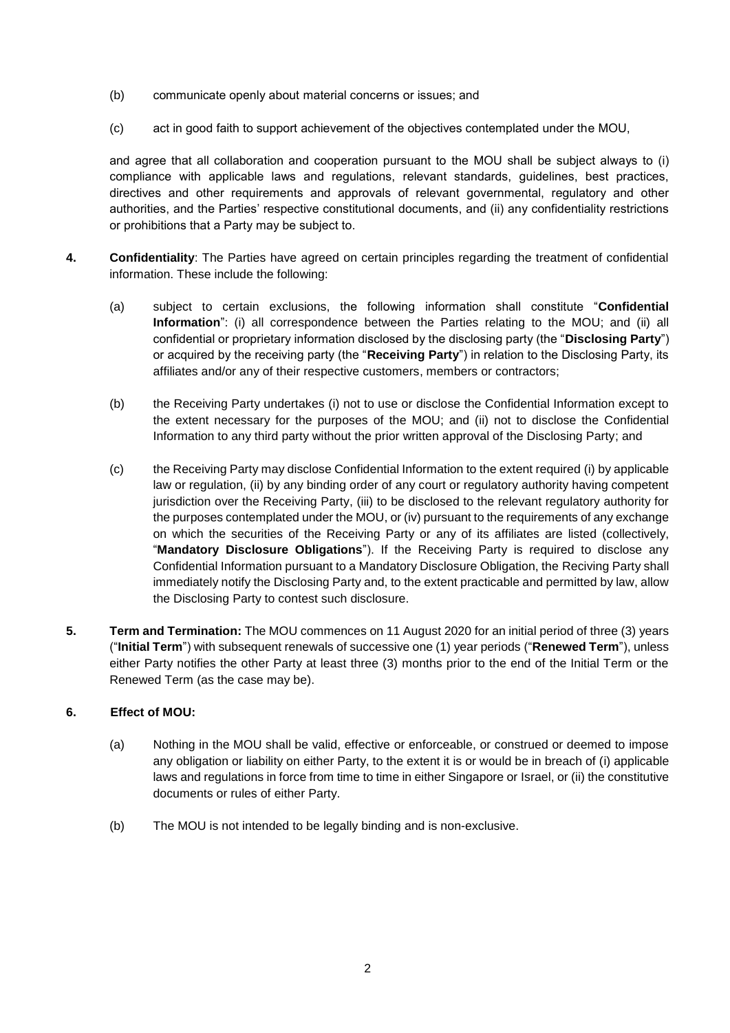(b) communicate openly about material concerns or issues; and

(c) act in good faith to support achievement of the objectives contemplated under the MOU,

and agree that all collaboration and cooperation pursuant to the MOU shall be subject always to (i) compliance with applicable laws and regulations, relevant standards, guidelines, best practices, directives and other requirements and approvals of relevant governmental, regulatory and other authorities, and the Parties' respective constitutional documents, and (ii) any confidentiality restrictions or prohibitions that a Party may be subject to.

**4. Confidentiality**: The Parties have agreed on certain principles regarding the treatment of confidential information. These include the following:

(a) subject to certain exclusions, the following information shall constitute "**Confidential Information**": (i) all correspondence between the Parties relating to the MOU; and (ii) all confidential or proprietary information disclosed by the disclosing party (the "**Disclosing Party**") or acquired by the receiving party (the "**Receiving Party**") in relation to the Disclosing Party, its affiliates and/or any of their respective customers, members or contractors;

(b) the Receiving Party undertakes (i) not to use or disclose the Confidential Information except to the extent necessary for the purposes of the MOU; and (ii) not to disclose the Confidential Information to any third party without the prior written approval of the Disclosing Party; and

(c) the Receiving Party may disclose Confidential Information to the extent required (i) by applicable law or regulation, (ii) by any binding order of any court or regulatory authority having competent jurisdiction over the Receiving Party, (iii) to be disclosed to the relevant regulatory authority for the purposes contemplated under the MOU, or (iv) pursuant to the requirements of any exchange on which the securities of the Receiving Party or any of its affiliates are listed (collectively, "**Mandatory Disclosure Obligations**"). If the Receiving Party is required to disclose any Confidential Information pursuant to a Mandatory Disclosure Obligation, the Reciving Party shall immediately notify the Disclosing Party and, to the extent practicable and permitted by law, allow the Disclosing Party to contest such disclosure.

**5. Term and Termination:** The MOU commences on 11 August 2020 for an initial period of three (3) years ("**Initial Term**") with subsequent renewals of successive one (1) year periods ("**Renewed Term**"), unless either Party notifies the other Party at least three (3) months prior to the end of the Initial Term or the Renewed Term (as the case may be).

**6. Effect of MOU:**

(a) Nothing in the MOU shall be valid, effective or enforceable, or construed or deemed to impose any obligation or liability on either Party, to the extent it is or would be in breach of (i) applicable laws and regulations in force from time to time in either Singapore or Israel, or (ii) the constitutive documents or rules of either Party.

(b) The MOU is not intended to be legally binding and is non-exclusive.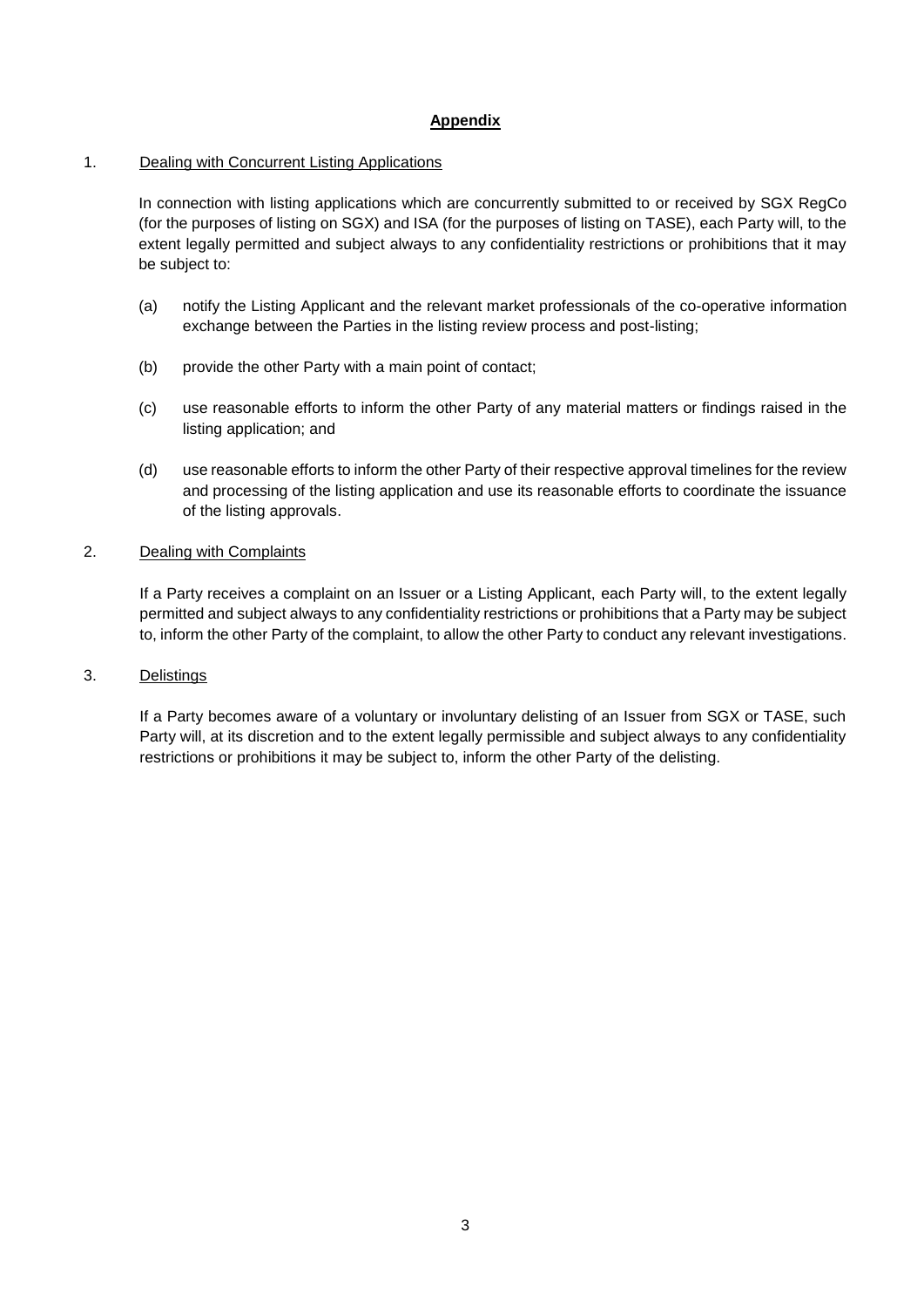## Appendix

1. Dealing with Concurrent Listing Applications

In connection with listing applications which are concurrently submitted to or received by SGX RegCo (for the purposes of listing on SGX) and ISA (for the purposes of listing on TASE), each Party will, to the extent legally permitted and subject always to any confidentiality restrictions or prohibitions that it may be subject to:

(a) notify the Listing Applicant and the relevant market professionals of the co-operative information exchange between the Parties in the listing review process and post-listing;

(b) provide the other Party with a main point of contact;

(c) use reasonable efforts to inform the other Party of any material matters or findings raised in the listing application; and

(d) use reasonable efforts to inform the other Party of their respective approval timelines for the review and processing of the listing application and use its reasonable efforts to coordinate the issuance of the listing approvals.

2. Dealing with Complaints

If a Party receives a complaint on an Issuer or a Listing Applicant, each Party will, to the extent legally permitted and subject always to any confidentiality restrictions or prohibitions that a Party may be subject to, inform the other Party of the complaint, to allow the other Party to conduct any relevant investigations.

3. Delistings

If a Party becomes aware of a voluntary or involuntary delisting of an Issuer from SGX or TASE, such Party will, at its discretion and to the extent legally permissible and subject always to any confidentiality restrictions or prohibitions it may be subject to, inform the other Party of the delisting.